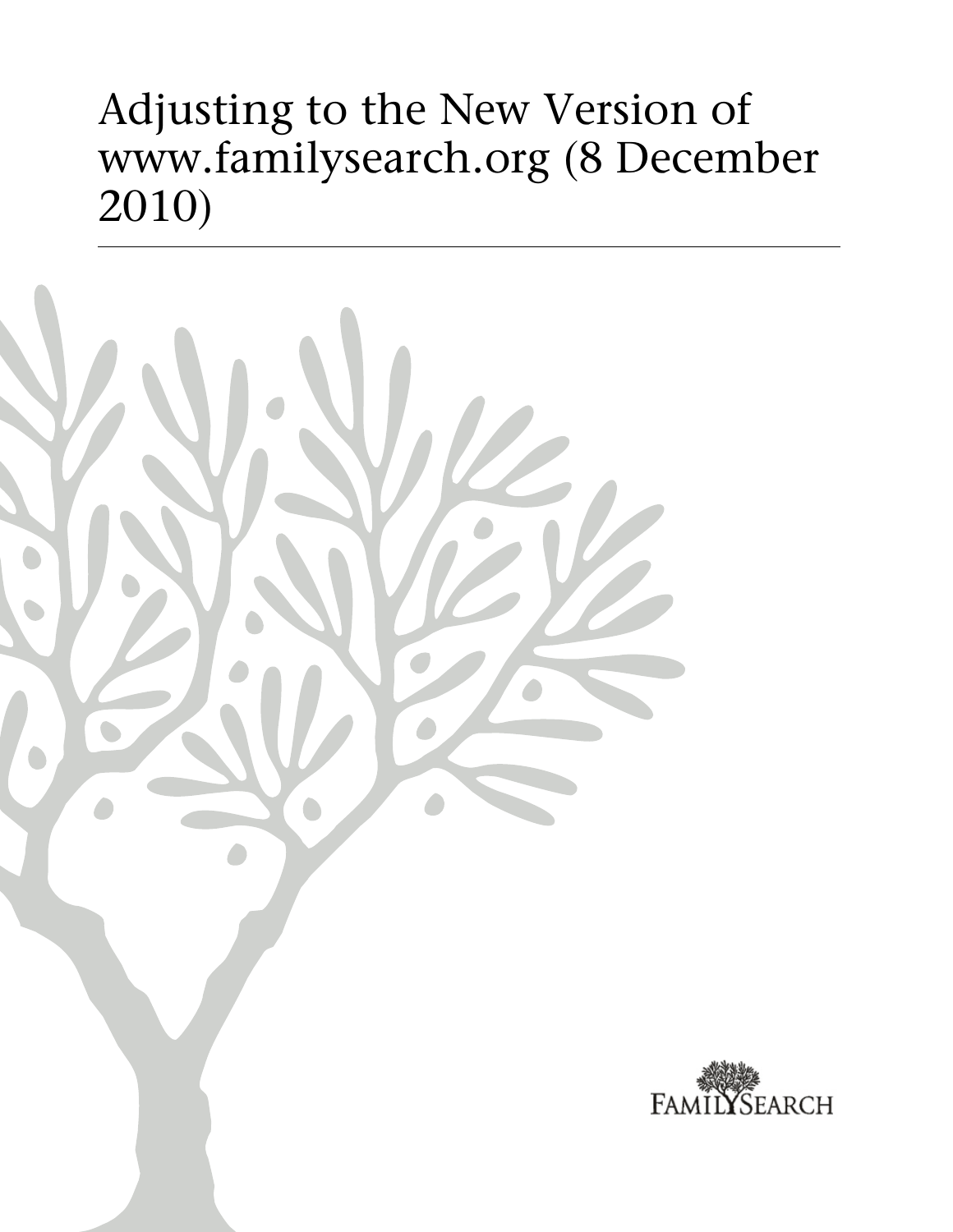# Adjusting to the New Version of www.familysearch.org (8 December 2010)

FamilySearch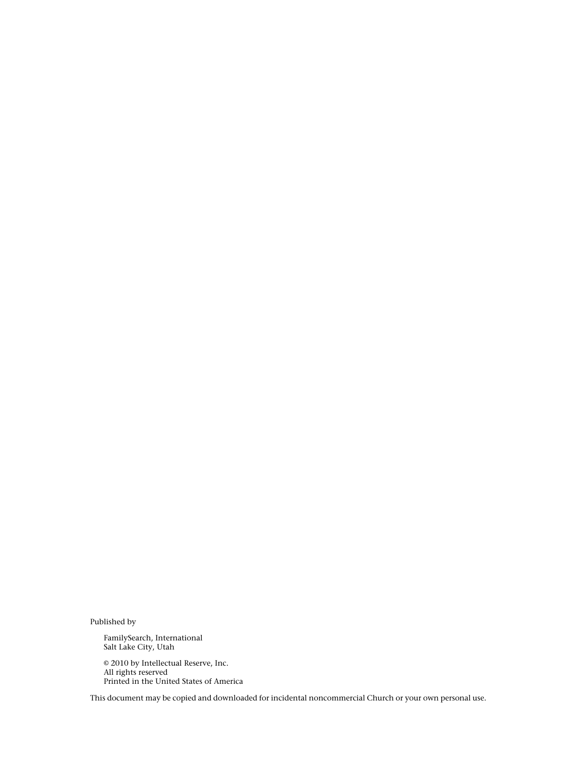Published by

FamilySearch, International
Salt Lake City, Utah

© 2010 by Intellectual Reserve, Inc.
All rights reserved
Printed in the United States of America

This document may be copied and downloaded for incidental noncommercial Church or your own personal use.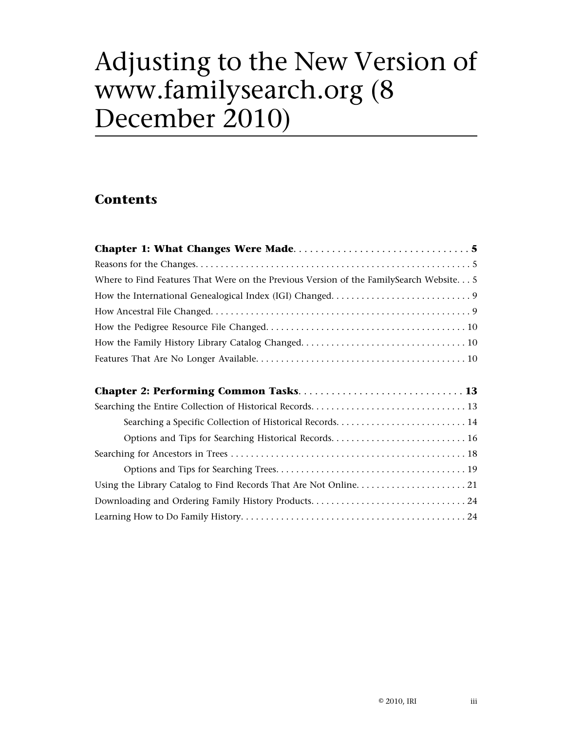# Adjusting to the New Version of www.familysearch.org (8 December 2010)

## Contents

**Chapter 1: What Changes Were Made. . . . . . . . . . . . . . . . . . . . . . . . . . . . . . . . 5**

Reasons for the Changes. . . . . . . . . . . . . . . . . . . . . . . . . . . . . . . . . . . . . . . . . . . . . . . . . . . . . 5

Where to Find Features That Were on the Previous Version of the FamilySearch Website. . . 5

How the International Genealogical Index (IGI) Changed. . . . . . . . . . . . . . . . . . . . . . . . . . . . 9

How Ancestral File Changed. . . . . . . . . . . . . . . . . . . . . . . . . . . . . . . . . . . . . . . . . . . . . . . . . . . . 9

How the Pedigree Resource File Changed. . . . . . . . . . . . . . . . . . . . . . . . . . . . . . . . . . . . . . . . 10

How the Family History Library Catalog Changed. . . . . . . . . . . . . . . . . . . . . . . . . . . . . . . . . 10

Features That Are No Longer Available. . . . . . . . . . . . . . . . . . . . . . . . . . . . . . . . . . . . . . . . . . 10

**Chapter 2: Performing Common Tasks. . . . . . . . . . . . . . . . . . . . . . . . . . . . . . . 13**

Searching the Entire Collection of Historical Records. . . . . . . . . . . . . . . . . . . . . . . . . . . . . . . 13

- Searching a Specific Collection of Historical Records. . . . . . . . . . . . . . . . . . . . . . . . . . 14
- Options and Tips for Searching Historical Records. . . . . . . . . . . . . . . . . . . . . . . . . . . 16

Searching for Ancestors in Trees . . . . . . . . . . . . . . . . . . . . . . . . . . . . . . . . . . . . . . . . . . . . . . . 18

- Options and Tips for Searching Trees. . . . . . . . . . . . . . . . . . . . . . . . . . . . . . . . . . . . . . 19

Using the Library Catalog to Find Records That Are Not Online. . . . . . . . . . . . . . . . . . . . . . 21

Downloading and Ordering Family History Products. . . . . . . . . . . . . . . . . . . . . . . . . . . . . . . 24

Learning How to Do Family History. . . . . . . . . . . . . . . . . . . . . . . . . . . . . . . . . . . . . . . . . . . . . 24

© 2010, IRI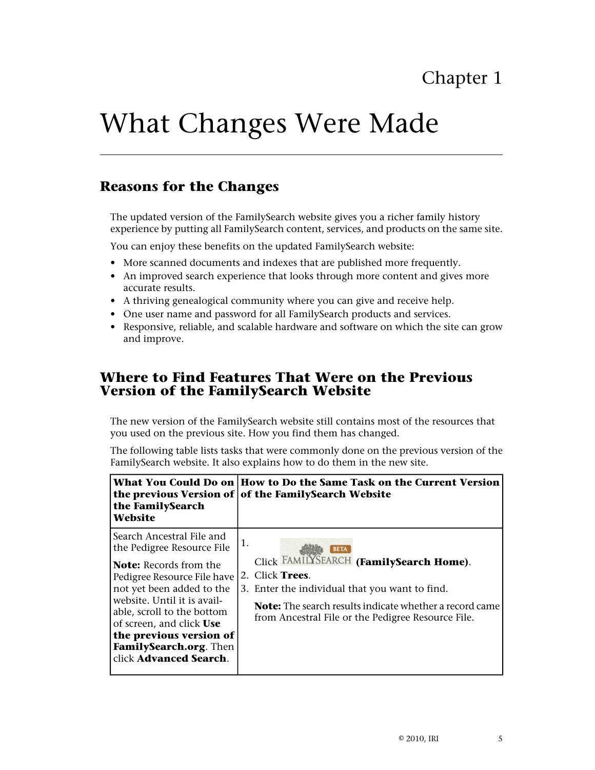Chapter 1

# What Changes Were Made

## Reasons for the Changes

The updated version of the FamilySearch website gives you a richer family history experience by putting all FamilySearch content, services, and products on the same site.

You can enjoy these benefits on the updated FamilySearch website:

- More scanned documents and indexes that are published more frequently.
- An improved search experience that looks through more content and gives more accurate results.
- A thriving genealogical community where you can give and receive help.
- One user name and password for all FamilySearch products and services.
- Responsive, reliable, and scalable hardware and software on which the site can grow and improve.

## Where to Find Features That Were on the Previous Version of the FamilySearch Website

The new version of the FamilySearch website still contains most of the resources that you used on the previous site. How you find them has changed.

The following table lists tasks that were commonly done on the previous version of the FamilySearch website. It also explains how to do them in the new site.

| What You Could Do on the previous Version of the FamilySearch Website | How to Do the Same Task on the Current Version of the FamilySearch Website |
|---|---|
| Search Ancestral File and the Pedigree Resource File<br><br>**Note:** Records from the Pedigree Resource File have not yet been added to the website. Until it is available, scroll to the bottom of screen, and click **Use the previous version of FamilySearch.org**. Then click **Advanced Search**. | 1. Click FAMILYSEARCH BETA **(FamilySearch Home)**.<br>2. Click **Trees**.<br>3. Enter the individual that you want to find.<br><br>**Note:** The search results indicate whether a record came from Ancestral File or the Pedigree Resource File. |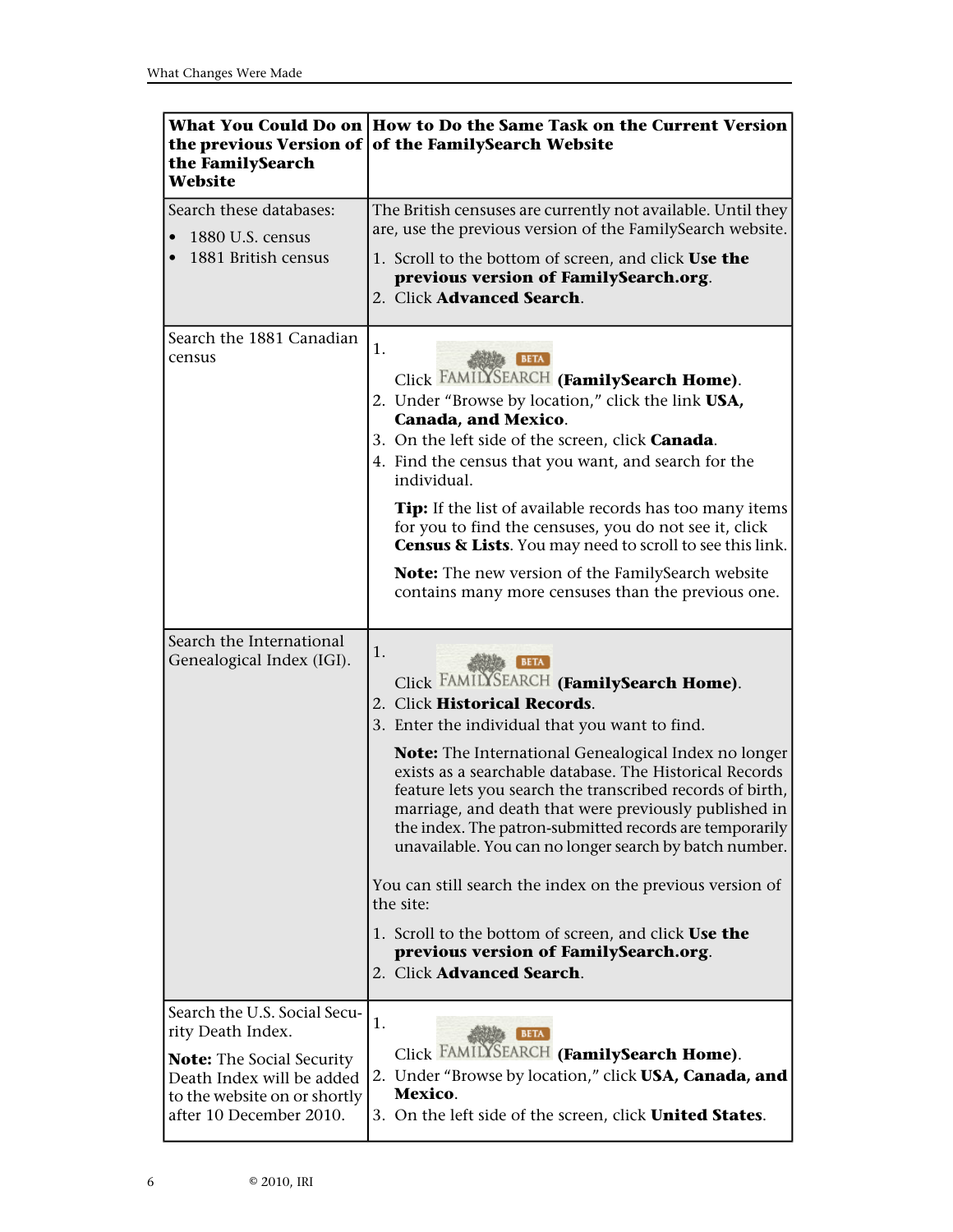| What You Could Do on the previous Version of the FamilySearch Website | How to Do the Same Task on the Current Version of the FamilySearch Website |
|---|---|
| Search these databases:<br>• 1880 U.S. census<br>• 1881 British census | The British censuses are currently not available. Until they are, use the previous version of the FamilySearch website.<br>1. Scroll to the bottom of screen, and click **Use the previous version of FamilySearch.org**.<br>2. Click **Advanced Search**. |
| Search the 1881 Canadian census | 1. Click FAMILYSEARCH BETA **(FamilySearch Home)**.<br>2. Under "Browse by location," click the link **USA, Canada, and Mexico**.<br>3. On the left side of the screen, click **Canada**.<br>4. Find the census that you want, and search for the individual.<br>**Tip:** If the list of available records has too many items for you to find the censuses, you do not see it, click **Census & Lists**. You may need to scroll to see this link.<br>**Note:** The new version of the FamilySearch website contains many more censuses than the previous one. |
| Search the International Genealogical Index (IGI). | 1. Click FAMILYSEARCH BETA **(FamilySearch Home)**.<br>2. Click **Historical Records**.<br>3. Enter the individual that you want to find.<br>**Note:** The International Genealogical Index no longer exists as a searchable database. The Historical Records feature lets you search the transcribed records of birth, marriage, and death that were previously published in the index. The patron-submitted records are temporarily unavailable. You can no longer search by batch number.<br>You can still search the index on the previous version of the site:<br>1. Scroll to the bottom of screen, and click **Use the previous version of FamilySearch.org**.<br>2. Click **Advanced Search**. |
| Search the U.S. Social Security Death Index.<br>**Note:** The Social Security Death Index will be added to the website on or shortly after 10 December 2010. | 1. Click FAMILYSEARCH BETA **(FamilySearch Home)**.<br>2. Under "Browse by location," click **USA, Canada, and Mexico**.<br>3. On the left side of the screen, click **United States**. |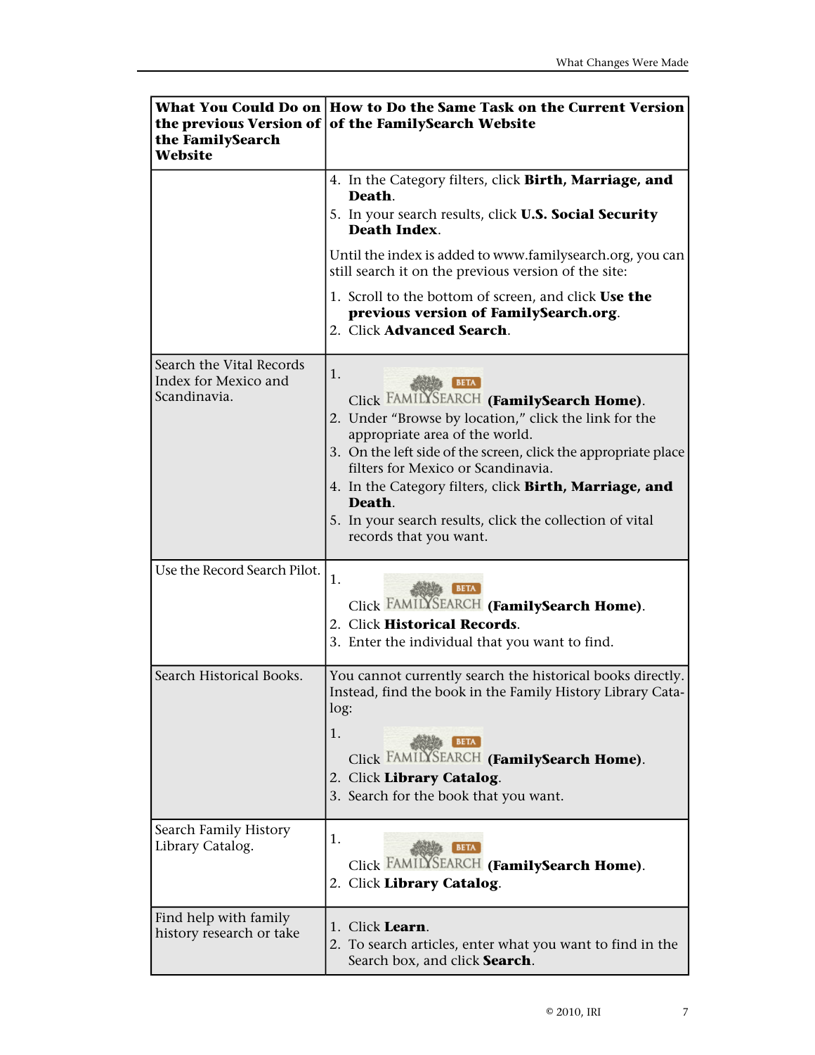| What You Could Do on the previous Version of the FamilySearch Website | How to Do the Same Task on the Current Version of the FamilySearch Website |
|---|---|
| | 4. In the Category filters, click **Birth, Marriage, and Death**.<br>5. In your search results, click **U.S. Social Security Death Index**.<br><br>Until the index is added to www.familysearch.org, you can still search it on the previous version of the site:<br><br>1. Scroll to the bottom of screen, and click **Use the previous version of FamilySearch.org**.<br>2. Click **Advanced Search**. |
| Search the Vital Records Index for Mexico and Scandinavia. | 1. Click FAMILYSEARCH BETA **(FamilySearch Home)**.<br>2. Under "Browse by location," click the link for the appropriate area of the world.<br>3. On the left side of the screen, click the appropriate place filters for Mexico or Scandinavia.<br>4. In the Category filters, click **Birth, Marriage, and Death**.<br>5. In your search results, click the collection of vital records that you want. |
| Use the Record Search Pilot. | 1. Click FAMILYSEARCH BETA **(FamilySearch Home)**.<br>2. Click **Historical Records**.<br>3. Enter the individual that you want to find. |
| Search Historical Books. | You cannot currently search the historical books directly. Instead, find the book in the Family History Library Catalog:<br><br>1. Click FAMILYSEARCH BETA **(FamilySearch Home)**.<br>2. Click **Library Catalog**.<br>3. Search for the book that you want. |
| Search Family History Library Catalog. | 1. Click FAMILYSEARCH BETA **(FamilySearch Home)**.<br>2. Click **Library Catalog**. |
| Find help with family history research or take | 1. Click **Learn**.<br>2. To search articles, enter what you want to find in the Search box, and click **Search**. |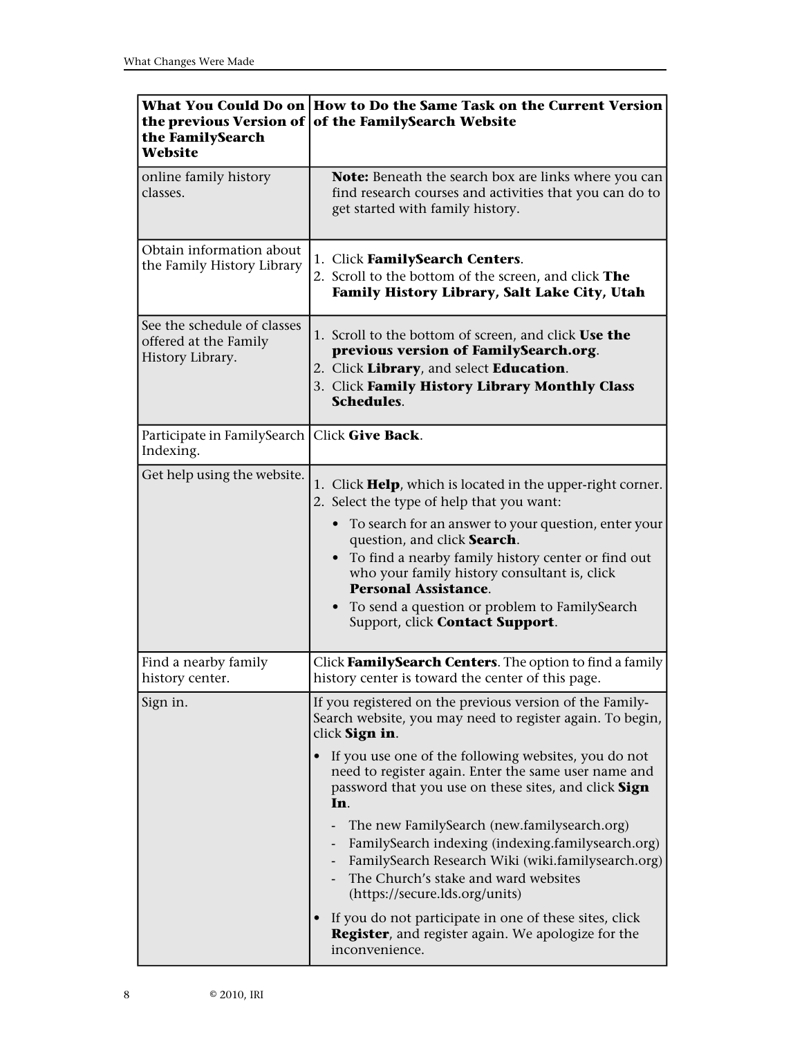| What You Could Do on the previous Version of the FamilySearch Website | How to Do the Same Task on the Current Version of the FamilySearch Website |
|---|---|
| online family history classes. | **Note:** Beneath the search box are links where you can find research courses and activities that you can do to get started with family history. |
| Obtain information about the Family History Library | 1. Click **FamilySearch Centers**.<br>2. Scroll to the bottom of the screen, and click **The Family History Library, Salt Lake City, Utah** |
| See the schedule of classes offered at the Family History Library. | 1. Scroll to the bottom of screen, and click **Use the previous version of FamilySearch.org**.<br>2. Click **Library**, and select **Education**.<br>3. Click **Family History Library Monthly Class Schedules**. |
| Participate in FamilySearch Indexing. | Click **Give Back**. |
| Get help using the website. | 1. Click **Help**, which is located in the upper-right corner.<br>2. Select the type of help that you want:<br>• To search for an answer to your question, enter your question, and click **Search**.<br>• To find a nearby family history center or find out who your family history consultant is, click **Personal Assistance**.<br>• To send a question or problem to FamilySearch Support, click **Contact Support**. |
| Find a nearby family history center. | Click **FamilySearch Centers**. The option to find a family history center is toward the center of this page. |
| Sign in. | If you registered on the previous version of the Family-Search website, you may need to register again. To begin, click **Sign in**.<br>• If you use one of the following websites, you do not need to register again. Enter the same user name and password that you use on these sites, and click **Sign In**.<br>- The new FamilySearch (new.familysearch.org)<br>- FamilySearch indexing (indexing.familysearch.org)<br>- FamilySearch Research Wiki (wiki.familysearch.org)<br>- The Church's stake and ward websites (https://secure.lds.org/units)<br>• If you do not participate in one of these sites, click **Register**, and register again. We apologize for the inconvenience. |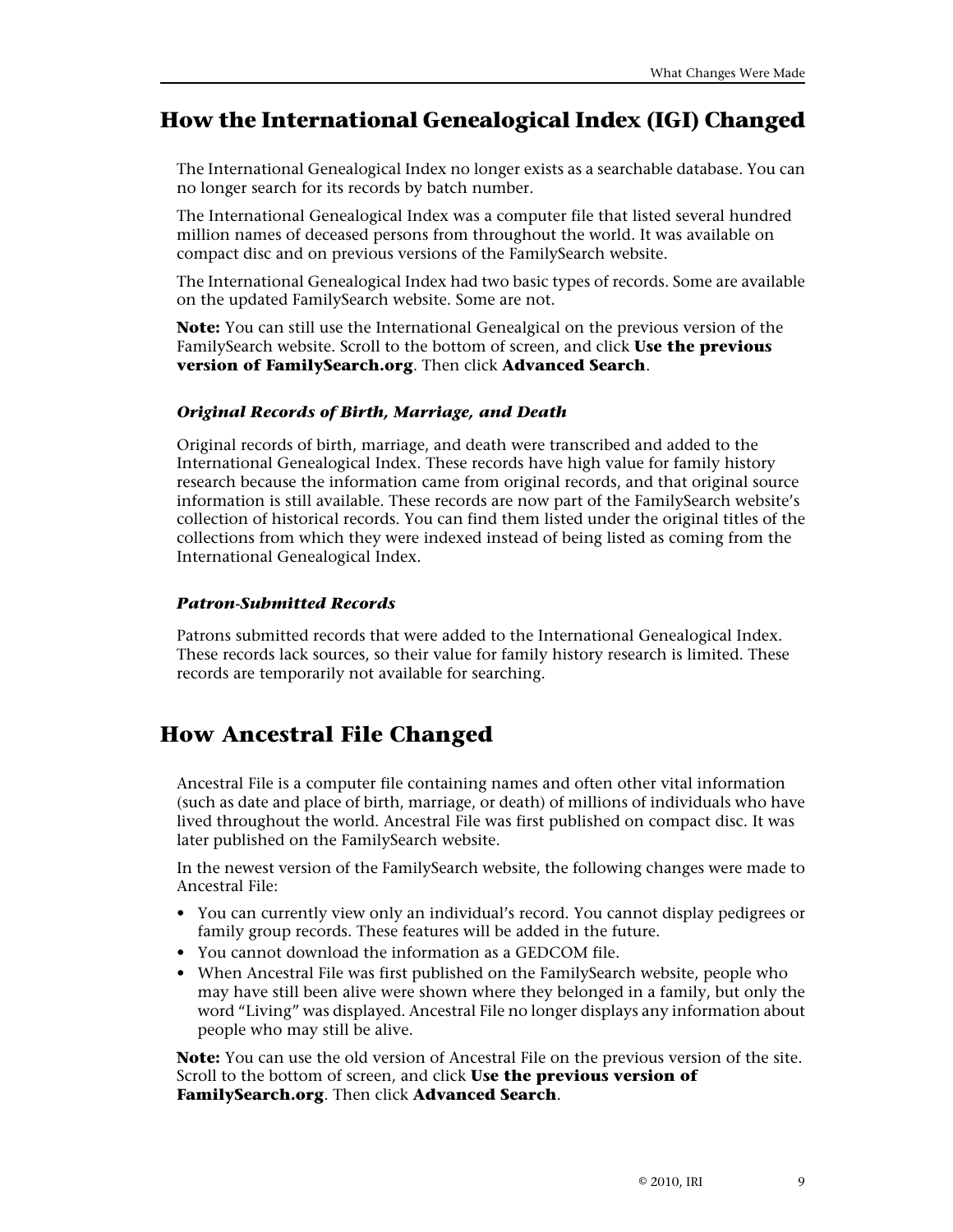## How the International Genealogical Index (IGI) Changed

The International Genealogical Index no longer exists as a searchable database. You can no longer search for its records by batch number.

The International Genealogical Index was a computer file that listed several hundred million names of deceased persons from throughout the world. It was available on compact disc and on previous versions of the FamilySearch website.

The International Genealogical Index had two basic types of records. Some are available on the updated FamilySearch website. Some are not.

**Note:** You can still use the International Genealgical on the previous version of the FamilySearch website. Scroll to the bottom of screen, and click **Use the previous version of FamilySearch.org**. Then click **Advanced Search**.

### *Original Records of Birth, Marriage, and Death*

Original records of birth, marriage, and death were transcribed and added to the International Genealogical Index. These records have high value for family history research because the information came from original records, and that original source information is still available. These records are now part of the FamilySearch website's collection of historical records. You can find them listed under the original titles of the collections from which they were indexed instead of being listed as coming from the International Genealogical Index.

### *Patron-Submitted Records*

Patrons submitted records that were added to the International Genealogical Index. These records lack sources, so their value for family history research is limited. These records are temporarily not available for searching.

## How Ancestral File Changed

Ancestral File is a computer file containing names and often other vital information (such as date and place of birth, marriage, or death) of millions of individuals who have lived throughout the world. Ancestral File was first published on compact disc. It was later published on the FamilySearch website.

In the newest version of the FamilySearch website, the following changes were made to Ancestral File:

- You can currently view only an individual's record. You cannot display pedigrees or family group records. These features will be added in the future.
- You cannot download the information as a GEDCOM file.
- When Ancestral File was first published on the FamilySearch website, people who may have still been alive were shown where they belonged in a family, but only the word "Living" was displayed. Ancestral File no longer displays any information about people who may still be alive.

**Note:** You can use the old version of Ancestral File on the previous version of the site. Scroll to the bottom of screen, and click **Use the previous version of FamilySearch.org**. Then click **Advanced Search**.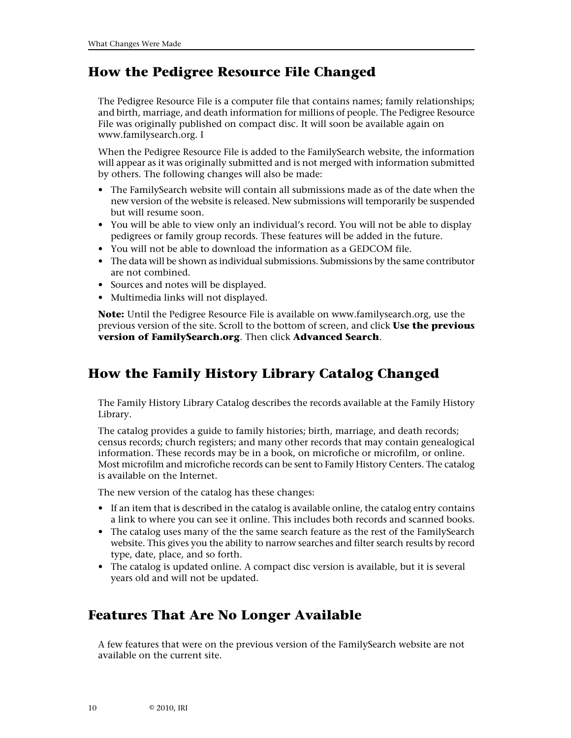## How the Pedigree Resource File Changed

The Pedigree Resource File is a computer file that contains names; family relationships; and birth, marriage, and death information for millions of people. The Pedigree Resource File was originally published on compact disc. It will soon be available again on www.familysearch.org. I

When the Pedigree Resource File is added to the FamilySearch website, the information will appear as it was originally submitted and is not merged with information submitted by others. The following changes will also be made:

- The FamilySearch website will contain all submissions made as of the date when the new version of the website is released. New submissions will temporarily be suspended but will resume soon.
- You will be able to view only an individual's record. You will not be able to display pedigrees or family group records. These features will be added in the future.
- You will not be able to download the information as a GEDCOM file.
- The data will be shown as individual submissions. Submissions by the same contributor are not combined.
- Sources and notes will be displayed.
- Multimedia links will not displayed.

**Note:** Until the Pedigree Resource File is available on www.familysearch.org, use the previous version of the site. Scroll to the bottom of screen, and click **Use the previous version of FamilySearch.org**. Then click **Advanced Search**.

## How the Family History Library Catalog Changed

The Family History Library Catalog describes the records available at the Family History Library.

The catalog provides a guide to family histories; birth, marriage, and death records; census records; church registers; and many other records that may contain genealogical information. These records may be in a book, on microfiche or microfilm, or online. Most microfilm and microfiche records can be sent to Family History Centers. The catalog is available on the Internet.

The new version of the catalog has these changes:

- If an item that is described in the catalog is available online, the catalog entry contains a link to where you can see it online. This includes both records and scanned books.
- The catalog uses many of the the same search feature as the rest of the FamilySearch website. This gives you the ability to narrow searches and filter search results by record type, date, place, and so forth.
- The catalog is updated online. A compact disc version is available, but it is several years old and will not be updated.

## Features That Are No Longer Available

A few features that were on the previous version of the FamilySearch website are not available on the current site.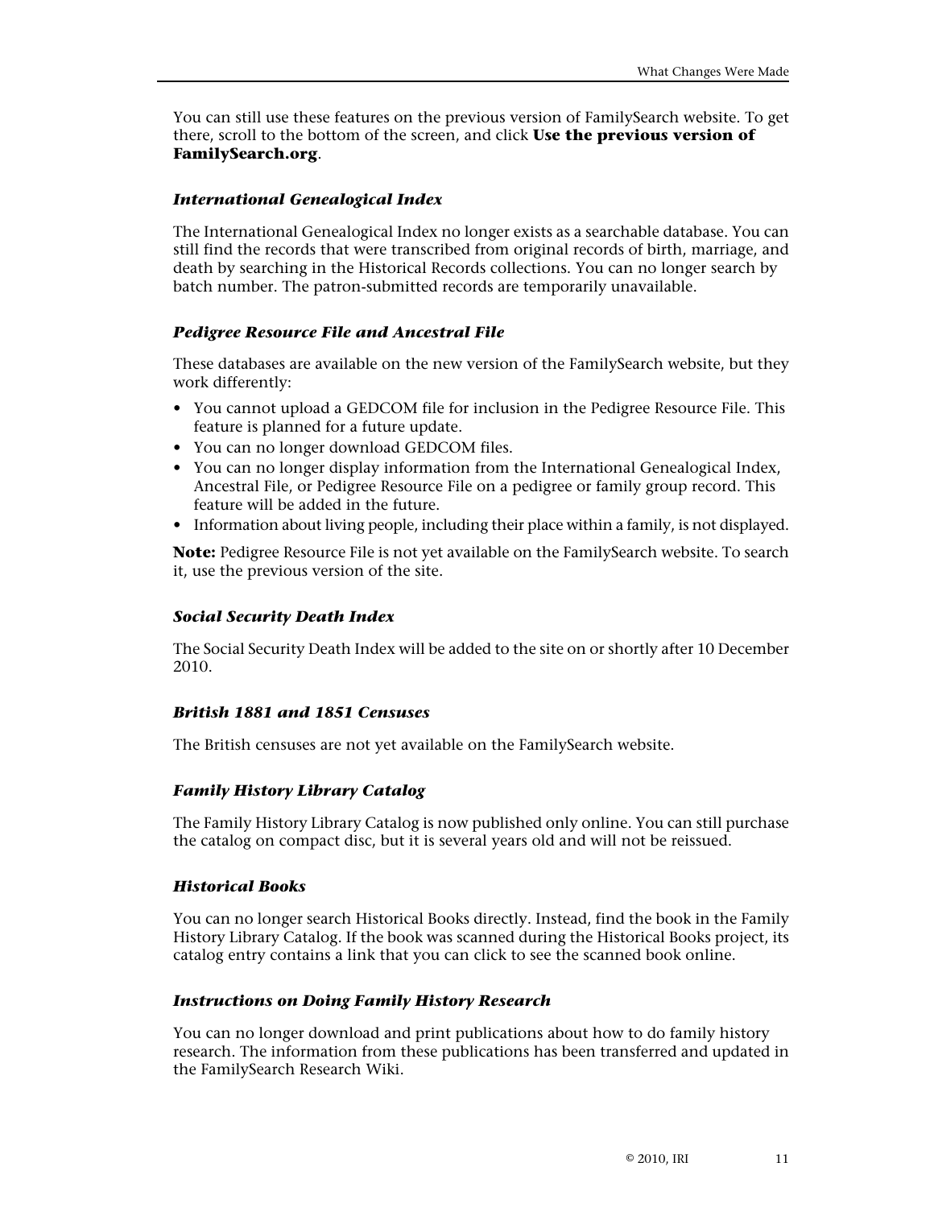You can still use these features on the previous version of FamilySearch website. To get there, scroll to the bottom of the screen, and click **Use the previous version of FamilySearch.org**.

### *International Genealogical Index*

The International Genealogical Index no longer exists as a searchable database. You can still find the records that were transcribed from original records of birth, marriage, and death by searching in the Historical Records collections. You can no longer search by batch number. The patron-submitted records are temporarily unavailable.

### *Pedigree Resource File and Ancestral File*

These databases are available on the new version of the FamilySearch website, but they work differently:

- You cannot upload a GEDCOM file for inclusion in the Pedigree Resource File. This feature is planned for a future update.
- You can no longer download GEDCOM files.
- You can no longer display information from the International Genealogical Index, Ancestral File, or Pedigree Resource File on a pedigree or family group record. This feature will be added in the future.
- Information about living people, including their place within a family, is not displayed.

**Note:** Pedigree Resource File is not yet available on the FamilySearch website. To search it, use the previous version of the site.

### *Social Security Death Index*

The Social Security Death Index will be added to the site on or shortly after 10 December 2010.

### *British 1881 and 1851 Censuses*

The British censuses are not yet available on the FamilySearch website.

### *Family History Library Catalog*

The Family History Library Catalog is now published only online. You can still purchase the catalog on compact disc, but it is several years old and will not be reissued.

### *Historical Books*

You can no longer search Historical Books directly. Instead, find the book in the Family History Library Catalog. If the book was scanned during the Historical Books project, its catalog entry contains a link that you can click to see the scanned book online.

### *Instructions on Doing Family History Research*

You can no longer download and print publications about how to do family history research. The information from these publications has been transferred and updated in the FamilySearch Research Wiki.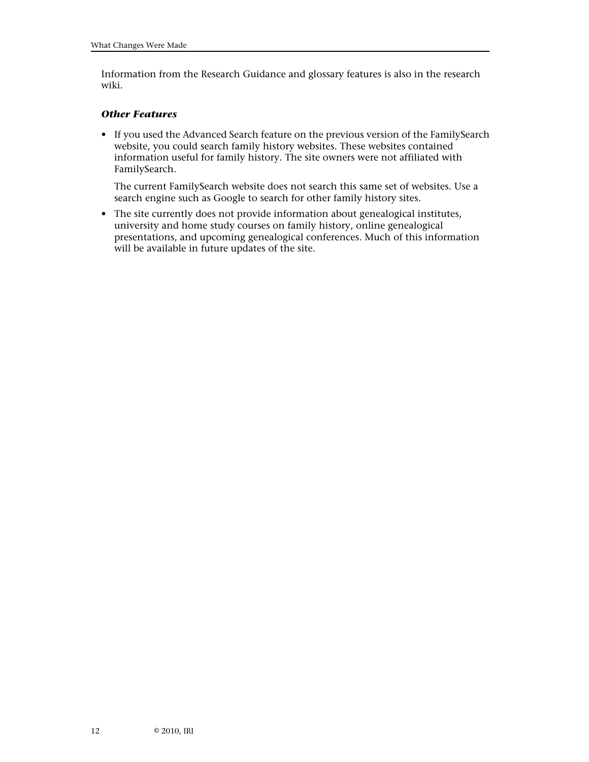Information from the Research Guidance and glossary features is also in the research wiki.

### *Other Features*

- If you used the Advanced Search feature on the previous version of the FamilySearch website, you could search family history websites. These websites contained information useful for family history. The site owners were not affiliated with FamilySearch.

  The current FamilySearch website does not search this same set of websites. Use a search engine such as Google to search for other family history sites.

- The site currently does not provide information about genealogical institutes, university and home study courses on family history, online genealogical presentations, and upcoming genealogical conferences. Much of this information will be available in future updates of the site.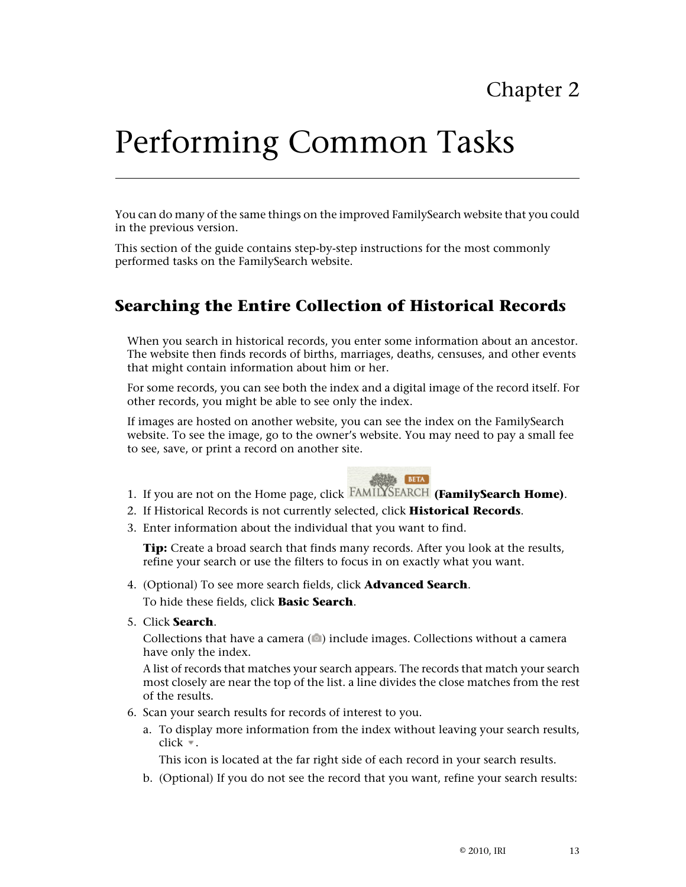Chapter 2

# Performing Common Tasks

You can do many of the same things on the improved FamilySearch website that you could in the previous version.

This section of the guide contains step-by-step instructions for the most commonly performed tasks on the FamilySearch website.

## Searching the Entire Collection of Historical Records

When you search in historical records, you enter some information about an ancestor. The website then finds records of births, marriages, deaths, censuses, and other events that might contain information about him or her.

For some records, you can see both the index and a digital image of the record itself. For other records, you might be able to see only the index.

If images are hosted on another website, you can see the index on the FamilySearch website. To see the image, go to the owner's website. You may need to pay a small fee to see, save, or print a record on another site.

1. If you are not on the Home page, click FAMILYSEARCH BETA **(FamilySearch Home)**.
2. If Historical Records is not currently selected, click **Historical Records**.
3. Enter information about the individual that you want to find.

   **Tip:** Create a broad search that finds many records. After you look at the results, refine your search or use the filters to focus in on exactly what you want.

4. (Optional) To see more search fields, click **Advanced Search**.

   To hide these fields, click **Basic Search**.

5. Click **Search**.

   Collections that have a camera ( ) include images. Collections without a camera have only the index.

   A list of records that matches your search appears. The records that match your search most closely are near the top of the list. a line divides the close matches from the rest of the results.

6. Scan your search results for records of interest to you.
   a. To display more information from the index without leaving your search results, click ▾.

      This icon is located at the far right side of each record in your search results.

   b. (Optional) If you do not see the record that you want, refine your search results: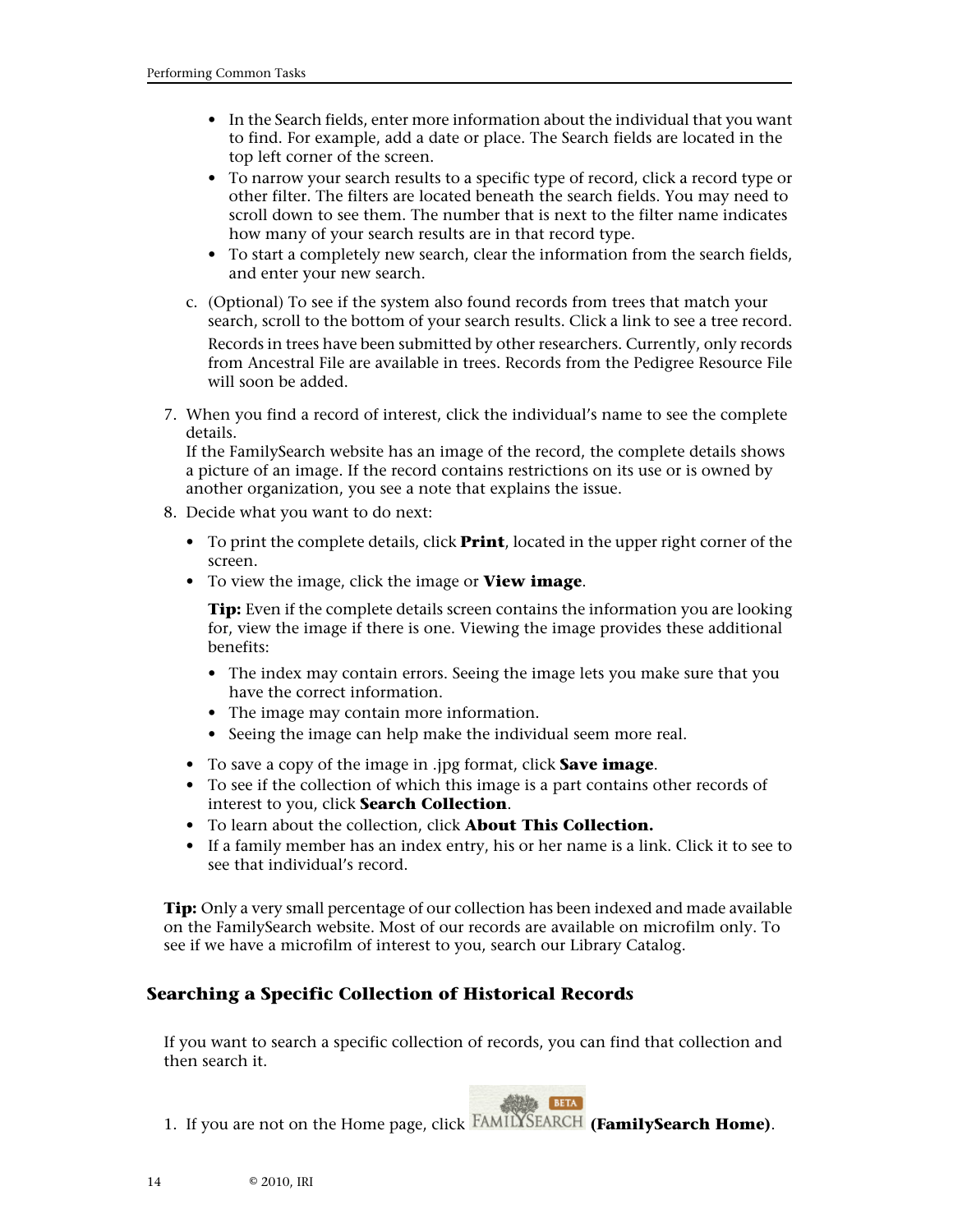- In the Search fields, enter more information about the individual that you want to find. For example, add a date or place. The Search fields are located in the top left corner of the screen.
- To narrow your search results to a specific type of record, click a record type or other filter. The filters are located beneath the search fields. You may need to scroll down to see them. The number that is next to the filter name indicates how many of your search results are in that record type.
- To start a completely new search, clear the information from the search fields, and enter your new search.

c. (Optional) To see if the system also found records from trees that match your search, scroll to the bottom of your search results. Click a link to see a tree record.

Records in trees have been submitted by other researchers. Currently, only records from Ancestral File are available in trees. Records from the Pedigree Resource File will soon be added.

7. When you find a record of interest, click the individual's name to see the complete details.
   If the FamilySearch website has an image of the record, the complete details shows a picture of an image. If the record contains restrictions on its use or is owned by another organization, you see a note that explains the issue.
8. Decide what you want to do next:
   - To print the complete details, click **Print**, located in the upper right corner of the screen.
   - To view the image, click the image or **View image**.

     **Tip:** Even if the complete details screen contains the information you are looking for, view the image if there is one. Viewing the image provides these additional benefits:

     - The index may contain errors. Seeing the image lets you make sure that you have the correct information.
     - The image may contain more information.
     - Seeing the image can help make the individual seem more real.
   - To save a copy of the image in .jpg format, click **Save image**.
   - To see if the collection of which this image is a part contains other records of interest to you, click **Search Collection**.
   - To learn about the collection, click **About This Collection.**
   - If a family member has an index entry, his or her name is a link. Click it to see to see that individual's record.

**Tip:** Only a very small percentage of our collection has been indexed and made available on the FamilySearch website. Most of our records are available on microfilm only. To see if we have a microfilm of interest to you, search our Library Catalog.

## Searching a Specific Collection of Historical Records

If you want to search a specific collection of records, you can find that collection and then search it.

1. If you are not on the Home page, click FAMILYSEARCH BETA **(FamilySearch Home)**.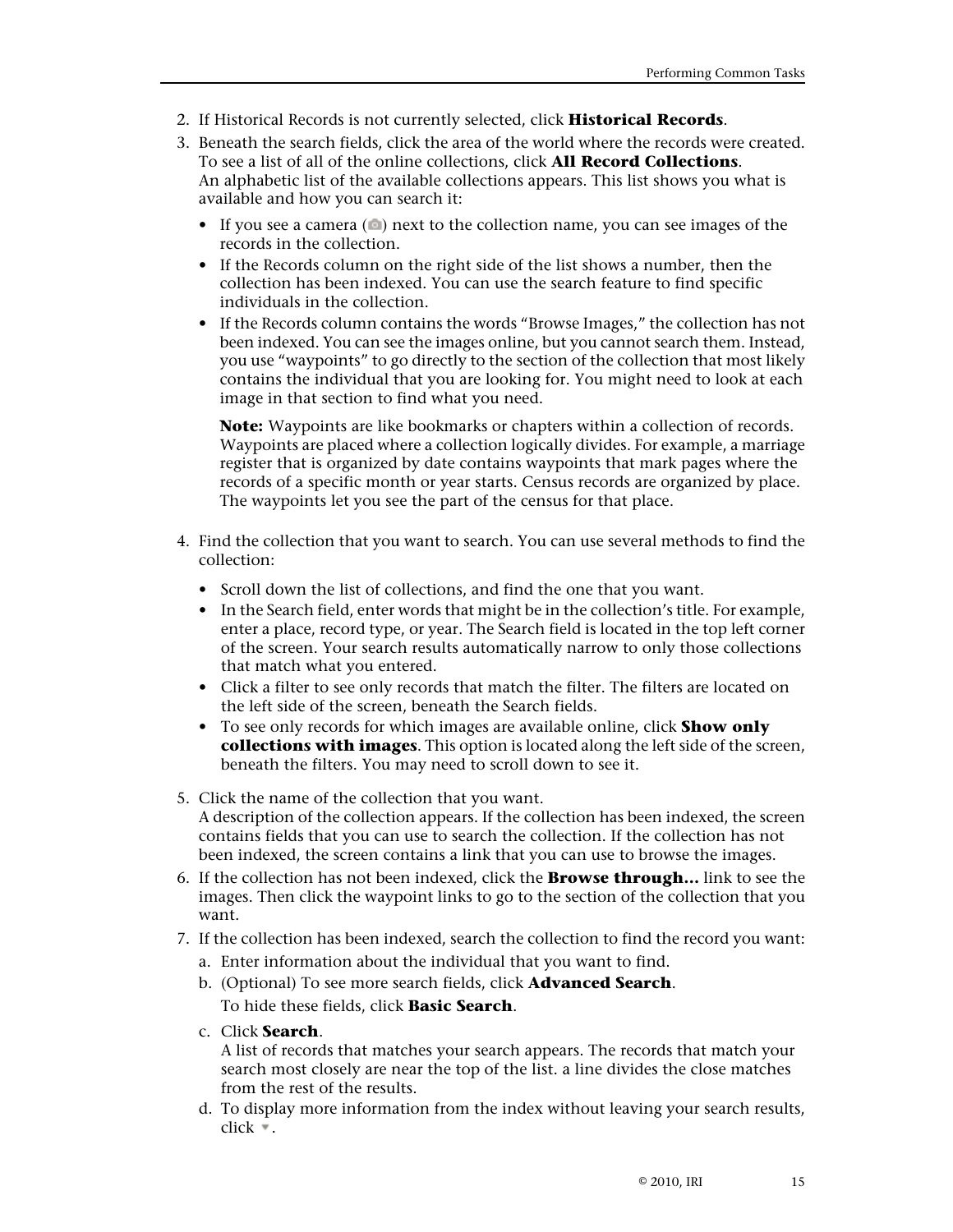2. If Historical Records is not currently selected, click **Historical Records**.
3. Beneath the search fields, click the area of the world where the records were created. To see a list of all of the online collections, click **All Record Collections**.
   An alphabetic list of the available collections appears. This list shows you what is available and how you can search it:
   - If you see a camera ( ) next to the collection name, you can see images of the records in the collection.
   - If the Records column on the right side of the list shows a number, then the collection has been indexed. You can use the search feature to find specific individuals in the collection.
   - If the Records column contains the words "Browse Images," the collection has not been indexed. You can see the images online, but you cannot search them. Instead, you use "waypoints" to go directly to the section of the collection that most likely contains the individual that you are looking for. You might need to look at each image in that section to find what you need.

     **Note:** Waypoints are like bookmarks or chapters within a collection of records. Waypoints are placed where a collection logically divides. For example, a marriage register that is organized by date contains waypoints that mark pages where the records of a specific month or year starts. Census records are organized by place. The waypoints let you see the part of the census for that place.

4. Find the collection that you want to search. You can use several methods to find the collection:
   - Scroll down the list of collections, and find the one that you want.
   - In the Search field, enter words that might be in the collection's title. For example, enter a place, record type, or year. The Search field is located in the top left corner of the screen. Your search results automatically narrow to only those collections that match what you entered.
   - Click a filter to see only records that match the filter. The filters are located on the left side of the screen, beneath the Search fields.
   - To see only records for which images are available online, click **Show only collections with images**. This option is located along the left side of the screen, beneath the filters. You may need to scroll down to see it.
5. Click the name of the collection that you want.
   A description of the collection appears. If the collection has been indexed, the screen contains fields that you can use to search the collection. If the collection has not been indexed, the screen contains a link that you can use to browse the images.
6. If the collection has not been indexed, click the **Browse through...** link to see the images. Then click the waypoint links to go to the section of the collection that you want.
7. If the collection has been indexed, search the collection to find the record you want:
   a. Enter information about the individual that you want to find.
   b. (Optional) To see more search fields, click **Advanced Search**.
      To hide these fields, click **Basic Search**.
   c. Click **Search**.
      A list of records that matches your search appears. The records that match your search most closely are near the top of the list. a line divides the close matches from the rest of the results.
   d. To display more information from the index without leaving your search results, click ▾.

© 2010, IRI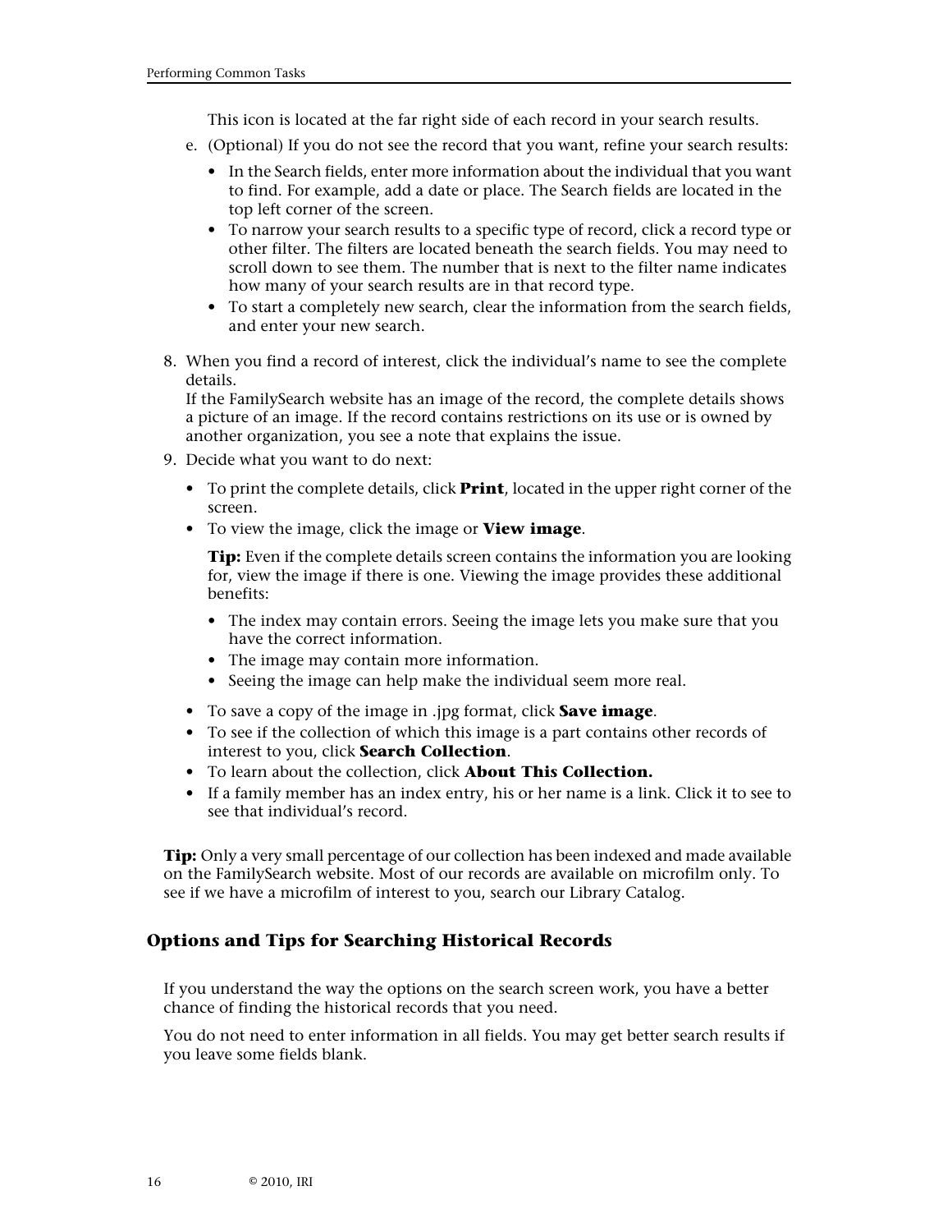This icon is located at the far right side of each record in your search results.

e. (Optional) If you do not see the record that you want, refine your search results:

   - In the Search fields, enter more information about the individual that you want to find. For example, add a date or place. The Search fields are located in the top left corner of the screen.
   - To narrow your search results to a specific type of record, click a record type or other filter. The filters are located beneath the search fields. You may need to scroll down to see them. The number that is next to the filter name indicates how many of your search results are in that record type.
   - To start a completely new search, clear the information from the search fields, and enter your new search.

8. When you find a record of interest, click the individual's name to see the complete details.
   If the FamilySearch website has an image of the record, the complete details shows a picture of an image. If the record contains restrictions on its use or is owned by another organization, you see a note that explains the issue.
9. Decide what you want to do next:
   - To print the complete details, click **Print**, located in the upper right corner of the screen.
   - To view the image, click the image or **View image**.

     **Tip:** Even if the complete details screen contains the information you are looking for, view the image if there is one. Viewing the image provides these additional benefits:

     - The index may contain errors. Seeing the image lets you make sure that you have the correct information.
     - The image may contain more information.
     - Seeing the image can help make the individual seem more real.
   - To save a copy of the image in .jpg format, click **Save image**.
   - To see if the collection of which this image is a part contains other records of interest to you, click **Search Collection**.
   - To learn about the collection, click **About This Collection.**
   - If a family member has an index entry, his or her name is a link. Click it to see to see that individual's record.

**Tip:** Only a very small percentage of our collection has been indexed and made available on the FamilySearch website. Most of our records are available on microfilm only. To see if we have a microfilm of interest to you, search our Library Catalog.

### Options and Tips for Searching Historical Records

If you understand the way the options on the search screen work, you have a better chance of finding the historical records that you need.

You do not need to enter information in all fields. You may get better search results if you leave some fields blank.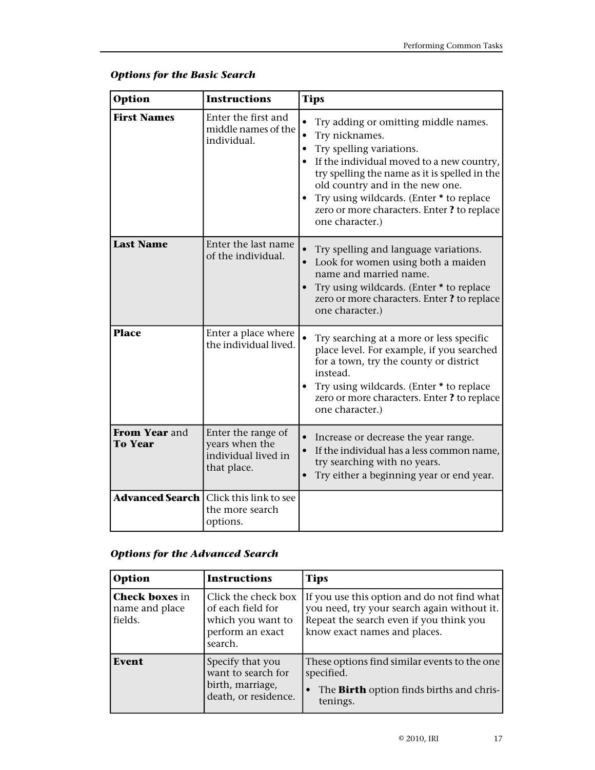### *Options for the Basic Search*

| Option | Instructions | Tips |
|---|---|---|
| **First Names** | Enter the first and middle names of the individual. | • Try adding or omitting middle names.<br>• Try nicknames.<br>• Try spelling variations.<br>• If the individual moved to a new country, try spelling the name as it is spelled in the old country and in the new one.<br>• Try using wildcards. (Enter **\*** to replace zero or more characters. Enter **?** to replace one character.) |
| **Last Name** | Enter the last name of the individual. | • Try spelling and language variations.<br>• Look for women using both a maiden name and married name.<br>• Try using wildcards. (Enter **\*** to replace zero or more characters. Enter **?** to replace one character.) |
| **Place** | Enter a place where the individual lived. | • Try searching at a more or less specific place level. For example, if you searched for a town, try the county or district instead.<br>• Try using wildcards. (Enter **\*** to replace zero or more characters. Enter **?** to replace one character.) |
| **From Year** and **To Year** | Enter the range of years when the individual lived in that place. | • Increase or decrease the year range.<br>• If the individual has a less common name, try searching with no years.<br>• Try either a beginning year or end year. |
| **Advanced Search** | Click this link to see the more search options. | |

### *Options for the Advanced Search*

| Option | Instructions | Tips |
|---|---|---|
| **Check boxes** in name and place fields. | Click the check box of each field for which you want to perform an exact search. | If you use this option and do not find what you need, try your search again without it. Repeat the search even if you think you know exact names and places. |
| **Event** | Specify that you want to search for birth, marriage, death, or residence. | These options find similar events to the one specified.<br>• The **Birth** option finds births and christenings. |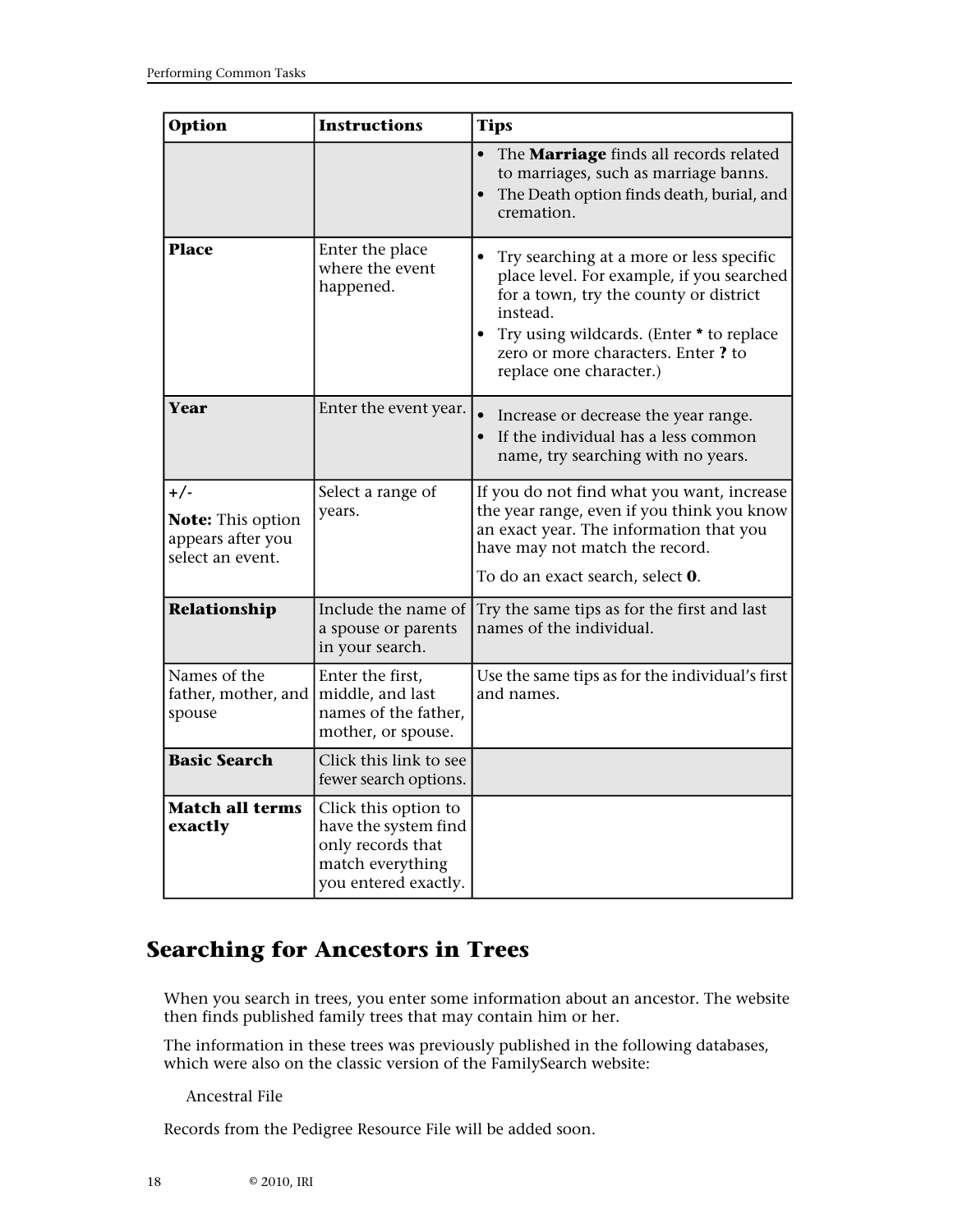| Option | Instructions | Tips |
|---|---|---|
| | | • The **Marriage** finds all records related to marriages, such as marriage banns.<br>• The Death option finds death, burial, and cremation. |
| **Place** | Enter the place where the event happened. | • Try searching at a more or less specific place level. For example, if you searched for a town, try the county or district instead.<br>• Try using wildcards. (Enter **\*** to replace zero or more characters. Enter **?** to replace one character.) |
| **Year** | Enter the event year. | • Increase or decrease the year range.<br>• If the individual has a less common name, try searching with no years. |
| **+/-**<br><br>**Note:** This option appears after you select an event. | Select a range of years. | If you do not find what you want, increase the year range, even if you think you know an exact year. The information that you have may not match the record.<br><br>To do an exact search, select **0**. |
| **Relationship** | Include the name of a spouse or parents in your search. | Try the same tips as for the first and last names of the individual. |
| Names of the father, mother, and spouse | Enter the first, middle, and last names of the father, mother, or spouse. | Use the same tips as for the individual's first and names. |
| **Basic Search** | Click this link to see fewer search options. | |
| **Match all terms exactly** | Click this option to have the system find only records that match everything you entered exactly. | |

## Searching for Ancestors in Trees

When you search in trees, you enter some information about an ancestor. The website then finds published family trees that may contain him or her.

The information in these trees was previously published in the following databases, which were also on the classic version of the FamilySearch website:

Ancestral File

Records from the Pedigree Resource File will be added soon.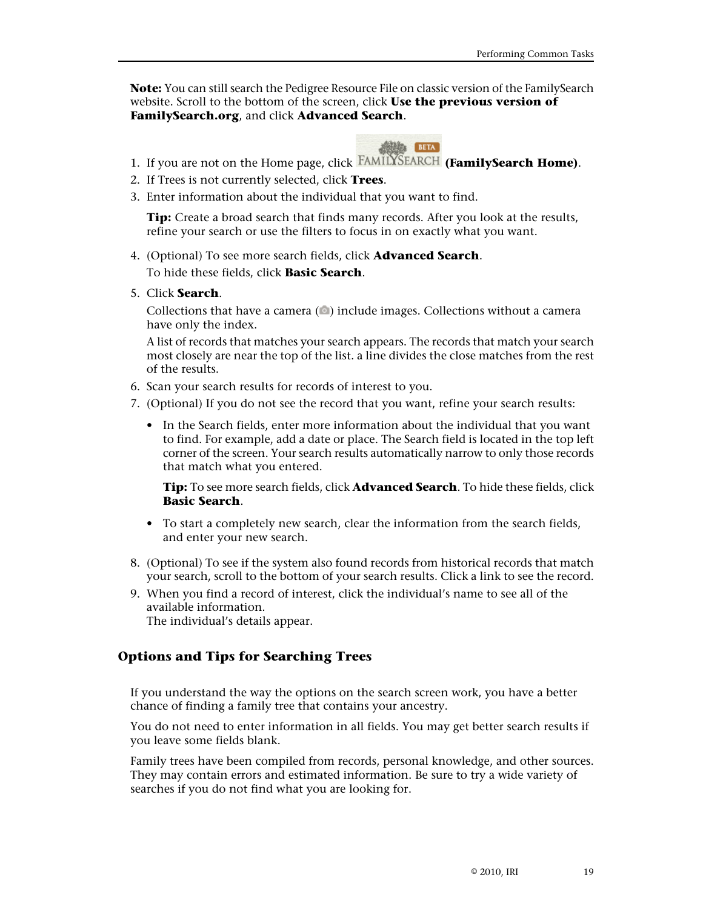**Note:** You can still search the Pedigree Resource File on classic version of the FamilySearch website. Scroll to the bottom of the screen, click **Use the previous version of FamilySearch.org**, and click **Advanced Search**.

1. If you are not on the Home page, click FAMILYSEARCH BETA **(FamilySearch Home)**.
2. If Trees is not currently selected, click **Trees**.
3. Enter information about the individual that you want to find.

   **Tip:** Create a broad search that finds many records. After you look at the results, refine your search or use the filters to focus in on exactly what you want.

4. (Optional) To see more search fields, click **Advanced Search**.
   To hide these fields, click **Basic Search**.
5. Click **Search**.

   Collections that have a camera ( ) include images. Collections without a camera have only the index.

   A list of records that matches your search appears. The records that match your search most closely are near the top of the list. a line divides the close matches from the rest of the results.
6. Scan your search results for records of interest to you.
7. (Optional) If you do not see the record that you want, refine your search results:

   - In the Search fields, enter more information about the individual that you want to find. For example, add a date or place. The Search field is located in the top left corner of the screen. Your search results automatically narrow to only those records that match what you entered.

     **Tip:** To see more search fields, click **Advanced Search**. To hide these fields, click **Basic Search**.

   - To start a completely new search, clear the information from the search fields, and enter your new search.

8. (Optional) To see if the system also found records from historical records that match your search, scroll to the bottom of your search results. Click a link to see the record.
9. When you find a record of interest, click the individual's name to see all of the available information.
   The individual's details appear.

## Options and Tips for Searching Trees

If you understand the way the options on the search screen work, you have a better chance of finding a family tree that contains your ancestry.

You do not need to enter information in all fields. You may get better search results if you leave some fields blank.

Family trees have been compiled from records, personal knowledge, and other sources. They may contain errors and estimated information. Be sure to try a wide variety of searches if you do not find what you are looking for.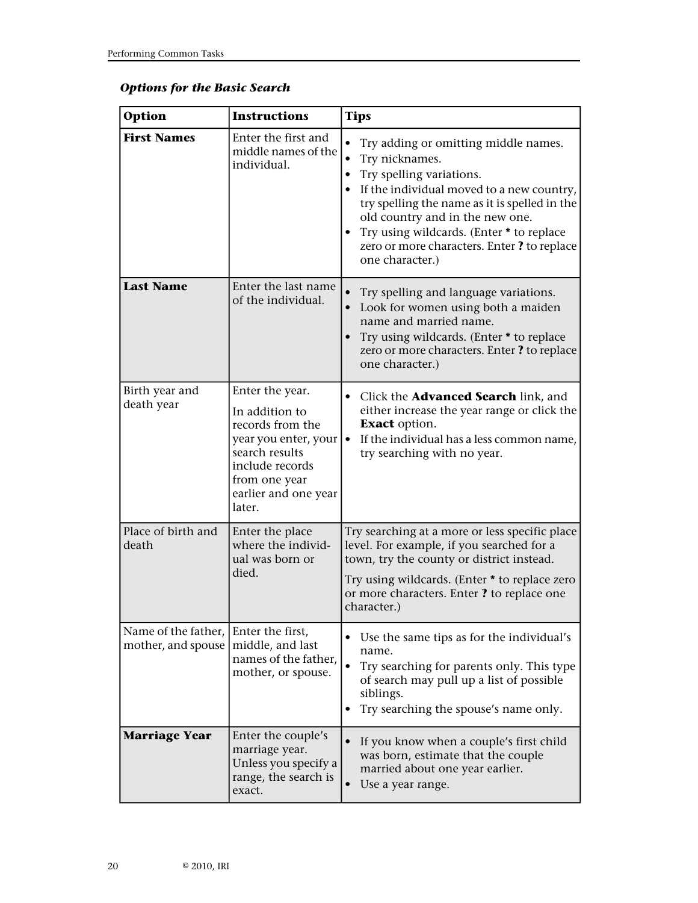***Options for the Basic Search***

| **Option** | **Instructions** | **Tips** |
|---|---|---|
| **First Names** | Enter the first and middle names of the individual. | • Try adding or omitting middle names.<br>• Try nicknames.<br>• Try spelling variations.<br>• If the individual moved to a new country, try spelling the name as it is spelled in the old country and in the new one.<br>• Try using wildcards. (Enter **\*** to replace zero or more characters. Enter **?** to replace one character.) |
| **Last Name** | Enter the last name of the individual. | • Try spelling and language variations.<br>• Look for women using both a maiden name and married name.<br>• Try using wildcards. (Enter **\*** to replace zero or more characters. Enter **?** to replace one character.) |
| Birth year and death year | Enter the year.<br>In addition to records from the year you enter, your search results include records from one year earlier and one year later. | • Click the **Advanced Search** link, and either increase the year range or click the **Exact** option.<br>• If the individual has a less common name, try searching with no year. |
| Place of birth and death | Enter the place where the individual was born or died. | Try searching at a more or less specific place level. For example, if you searched for a town, try the county or district instead.<br>Try using wildcards. (Enter **\*** to replace zero or more characters. Enter **?** to replace one character.) |
| Name of the father, mother, and spouse | Enter the first, middle, and last names of the father, mother, or spouse. | • Use the same tips as for the individual's name.<br>• Try searching for parents only. This type of search may pull up a list of possible siblings.<br>• Try searching the spouse's name only. |
| **Marriage Year** | Enter the couple's marriage year. Unless you specify a range, the search is exact. | • If you know when a couple's first child was born, estimate that the couple married about one year earlier.<br>• Use a year range. |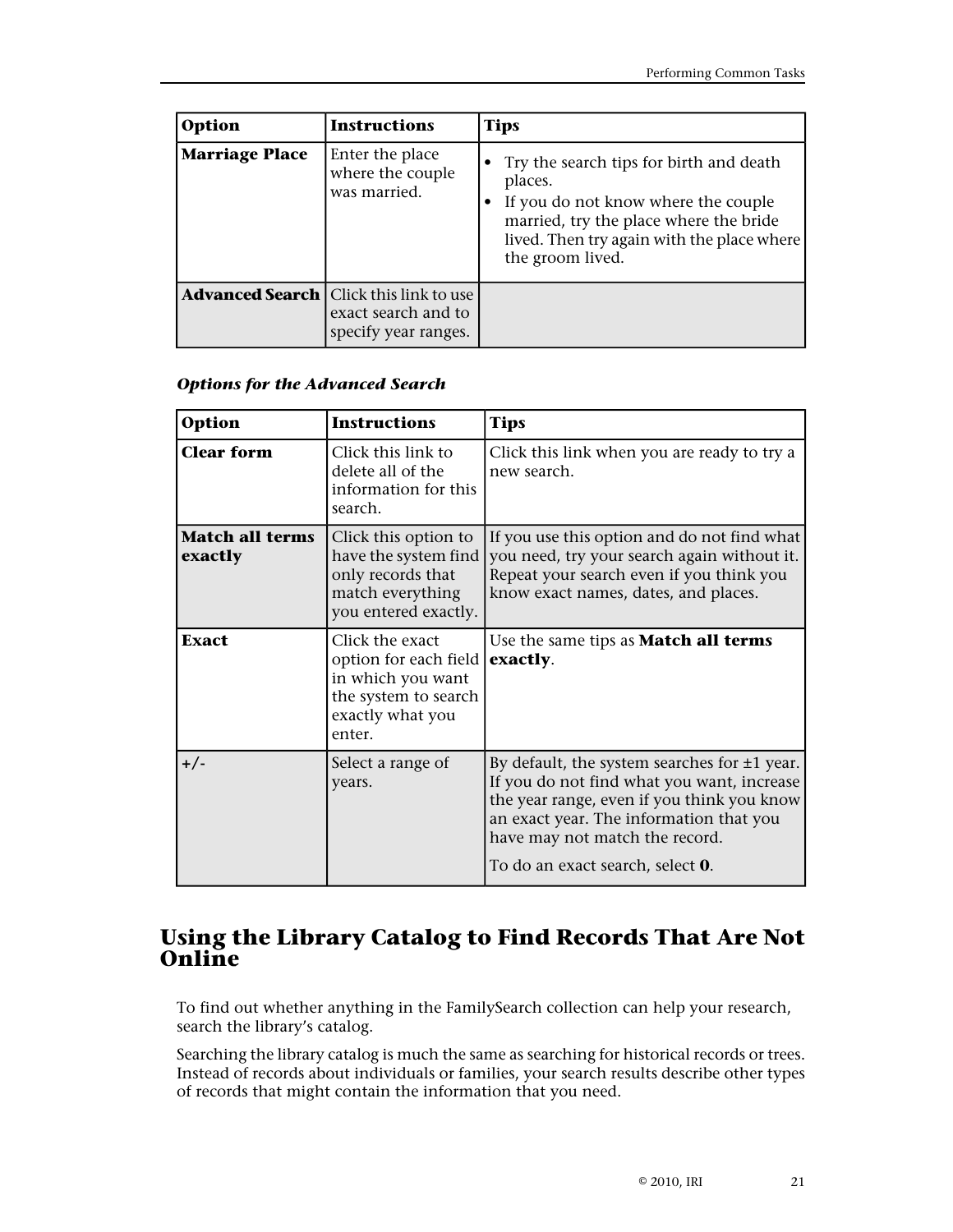| Option | Instructions | Tips |
|---|---|---|
| **Marriage Place** | Enter the place where the couple was married. | • Try the search tips for birth and death places. • If you do not know where the couple married, try the place where the bride lived. Then try again with the place where the groom lived. |
| **Advanced Search** | Click this link to use exact search and to specify year ranges. | |

***Options for the Advanced Search***

| Option | Instructions | Tips |
|---|---|---|
| **Clear form** | Click this link to delete all of the information for this search. | Click this link when you are ready to try a new search. |
| **Match all terms exactly** | Click this option to have the system find only records that match everything you entered exactly. | If you use this option and do not find what you need, try your search again without it. Repeat your search even if you think you know exact names, dates, and places. |
| **Exact** | Click the exact option for each field in which you want the system to search exactly what you enter. | Use the same tips as **Match all terms exactly**. |
| **+/-** | Select a range of years. | By default, the system searches for ±1 year. If you do not find what you want, increase the year range, even if you think you know an exact year. The information that you have may not match the record. To do an exact search, select **0**. |

## Using the Library Catalog to Find Records That Are Not Online

To find out whether anything in the FamilySearch collection can help your research, search the library's catalog.

Searching the library catalog is much the same as searching for historical records or trees. Instead of records about individuals or families, your search results describe other types of records that might contain the information that you need.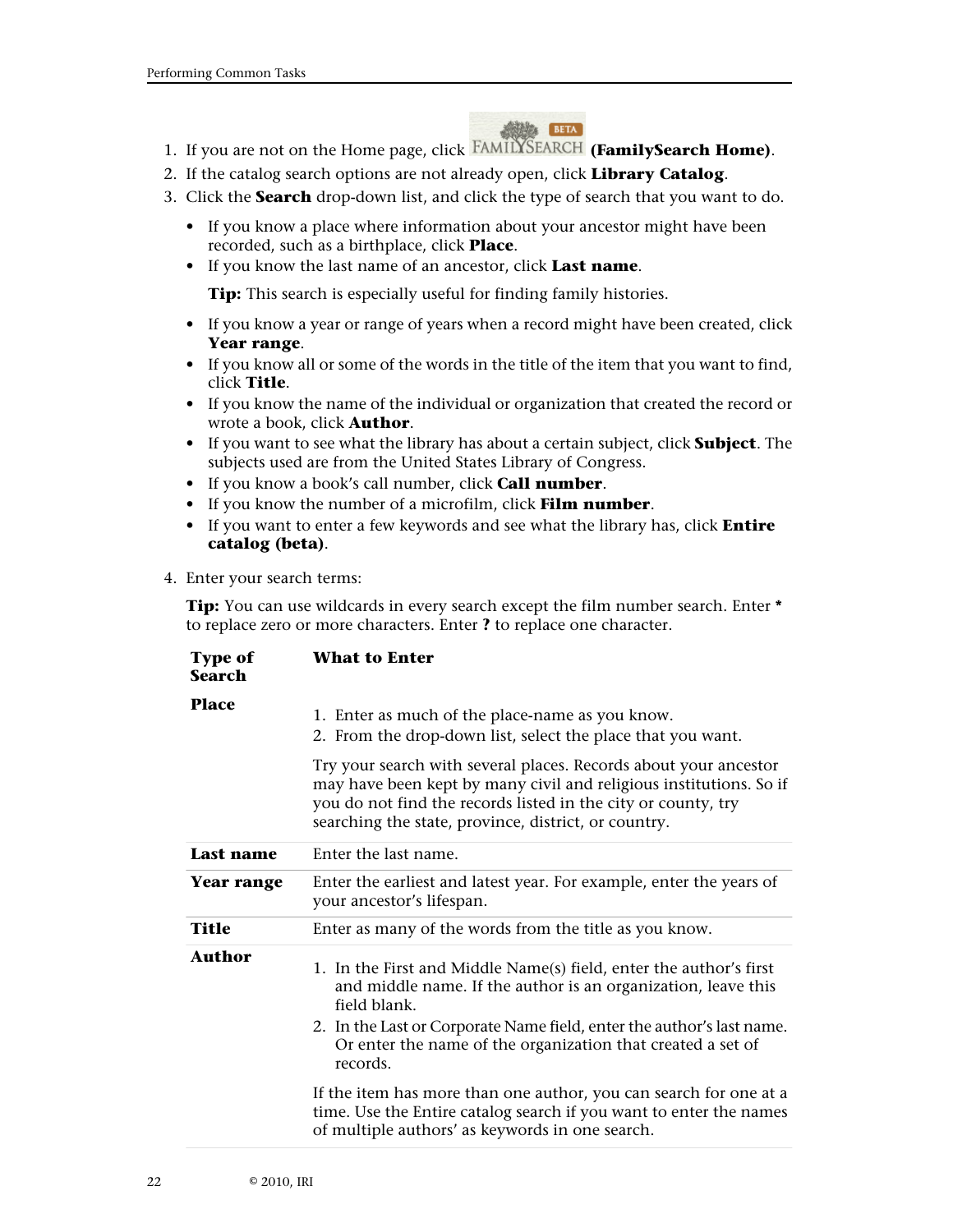1. If you are not on the Home page, click FAMILYSEARCH BETA **(FamilySearch Home)**.
2. If the catalog search options are not already open, click **Library Catalog**.
3. Click the **Search** drop-down list, and click the type of search that you want to do.

   - If you know a place where information about your ancestor might have been recorded, such as a birthplace, click **Place**.
   - If you know the last name of an ancestor, click **Last name**.

     **Tip:** This search is especially useful for finding family histories.

   - If you know a year or range of years when a record might have been created, click **Year range**.
   - If you know all or some of the words in the title of the item that you want to find, click **Title**.
   - If you know the name of the individual or organization that created the record or wrote a book, click **Author**.
   - If you want to see what the library has about a certain subject, click **Subject**. The subjects used are from the United States Library of Congress.
   - If you know a book's call number, click **Call number**.
   - If you know the number of a microfilm, click **Film number**.
   - If you want to enter a few keywords and see what the library has, click **Entire catalog (beta)**.

4. Enter your search terms:

   **Tip:** You can use wildcards in every search except the film number search. Enter * to replace zero or more characters. Enter **?** to replace one character.

| Type of Search | What to Enter |
|---|---|
| **Place** | 1. Enter as much of the place-name as you know. 2. From the drop-down list, select the place that you want. Try your search with several places. Records about your ancestor may have been kept by many civil and religious institutions. So if you do not find the records listed in the city or county, try searching the state, province, district, or country. |
| **Last name** | Enter the last name. |
| **Year range** | Enter the earliest and latest year. For example, enter the years of your ancestor's lifespan. |
| **Title** | Enter as many of the words from the title as you know. |
| **Author** | 1. In the First and Middle Name(s) field, enter the author's first and middle name. If the author is an organization, leave this field blank. 2. In the Last or Corporate Name field, enter the author's last name. Or enter the name of the organization that created a set of records. If the item has more than one author, you can search for one at a time. Use the Entire catalog search if you want to enter the names of multiple authors' as keywords in one search. |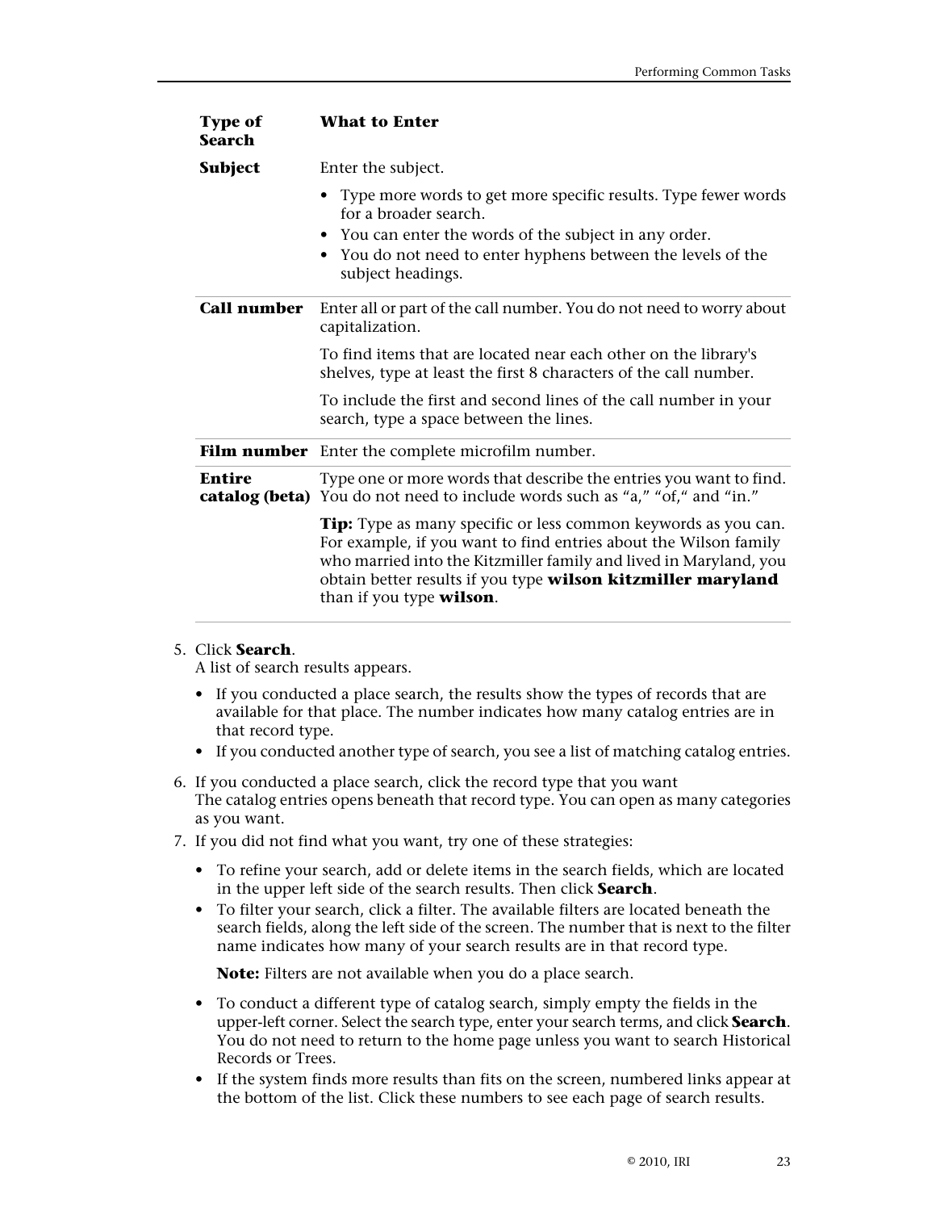| Type of Search | What to Enter |
|---|---|
| **Subject** | Enter the subject.<br>• Type more words to get more specific results. Type fewer words for a broader search.<br>• You can enter the words of the subject in any order.<br>• You do not need to enter hyphens between the levels of the subject headings. |
| **Call number** | Enter all or part of the call number. You do not need to worry about capitalization.<br><br>To find items that are located near each other on the library's shelves, type at least the first 8 characters of the call number.<br><br>To include the first and second lines of the call number in your search, type a space between the lines. |
| **Film number** | Enter the complete microfilm number. |
| **Entire catalog (beta)** | Type one or more words that describe the entries you want to find. You do not need to include words such as "a," "of," and "in."<br><br>**Tip:** Type as many specific or less common keywords as you can. For example, if you want to find entries about the Wilson family who married into the Kitzmiller family and lived in Maryland, you obtain better results if you type **wilson kitzmiller maryland** than if you type **wilson**. |

5. Click **Search**.
   A list of search results appears.
   - If you conducted a place search, the results show the types of records that are available for that place. The number indicates how many catalog entries are in that record type.
   - If you conducted another type of search, you see a list of matching catalog entries.
6. If you conducted a place search, click the record type that you want
   The catalog entries opens beneath that record type. You can open as many categories as you want.
7. If you did not find what you want, try one of these strategies:
   - To refine your search, add or delete items in the search fields, which are located in the upper left side of the search results. Then click **Search**.
   - To filter your search, click a filter. The available filters are located beneath the search fields, along the left side of the screen. The number that is next to the filter name indicates how many of your search results are in that record type.

     **Note:** Filters are not available when you do a place search.
   - To conduct a different type of catalog search, simply empty the fields in the upper-left corner. Select the search type, enter your search terms, and click **Search**. You do not need to return to the home page unless you want to search Historical Records or Trees.
   - If the system finds more results than fits on the screen, numbered links appear at the bottom of the list. Click these numbers to see each page of search results.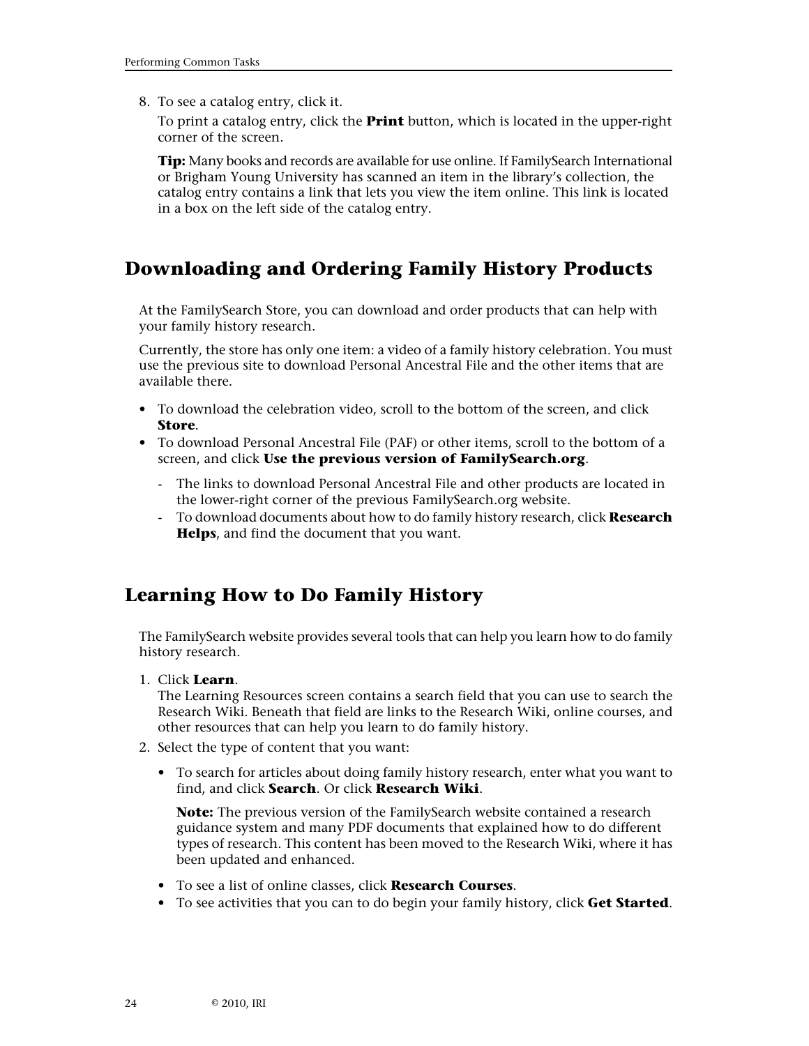8. To see a catalog entry, click it.

   To print a catalog entry, click the **Print** button, which is located in the upper-right corner of the screen.

   **Tip:** Many books and records are available for use online. If FamilySearch International or Brigham Young University has scanned an item in the library's collection, the catalog entry contains a link that lets you view the item online. This link is located in a box on the left side of the catalog entry.

## Downloading and Ordering Family History Products

At the FamilySearch Store, you can download and order products that can help with your family history research.

Currently, the store has only one item: a video of a family history celebration. You must use the previous site to download Personal Ancestral File and the other items that are available there.

- To download the celebration video, scroll to the bottom of the screen, and click **Store**.
- To download Personal Ancestral File (PAF) or other items, scroll to the bottom of a screen, and click **Use the previous version of FamilySearch.org**.
  - The links to download Personal Ancestral File and other products are located in the lower-right corner of the previous FamilySearch.org website.
  - To download documents about how to do family history research, click **Research Helps**, and find the document that you want.

## Learning How to Do Family History

The FamilySearch website provides several tools that can help you learn how to do family history research.

1. Click **Learn**.
   The Learning Resources screen contains a search field that you can use to search the Research Wiki. Beneath that field are links to the Research Wiki, online courses, and other resources that can help you learn to do family history.
2. Select the type of content that you want:
   - To search for articles about doing family history research, enter what you want to find, and click **Search**. Or click **Research Wiki**.

     **Note:** The previous version of the FamilySearch website contained a research guidance system and many PDF documents that explained how to do different types of research. This content has been moved to the Research Wiki, where it has been updated and enhanced.

   - To see a list of online classes, click **Research Courses**.
   - To see activities that you can to do begin your family history, click **Get Started**.

© 2010, IRI